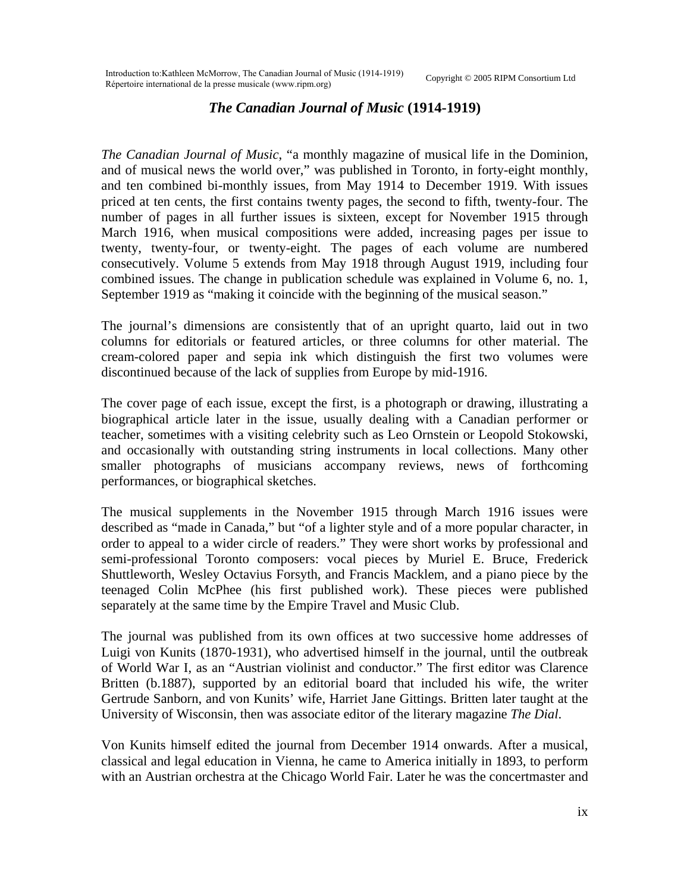# *The Canadian Journal of Music* (1914-1919)

*The Canadian Journal of Music*, "a monthly magazine of musical life in the Dominion, and of musical news the world over," was published in Toronto, in forty-eight monthly, and ten combined bi-monthly issues, from May 1914 to December 1919. With issues priced at ten cents, the first contains twenty pages, the second to fifth, twenty-four. The number of pages in all further issues is sixteen, except for November 1915 through March 1916, when musical compositions were added, increasing pages per issue to twenty, twenty-four, or twenty-eight. The pages of each volume are numbered consecutively. Volume 5 extends from May 1918 through August 1919, including four combined issues. The change in publication schedule was explained in Volume 6, no. 1, September 1919 as "making it coincide with the beginning of the musical season."

The journal's dimensions are consistently that of an upright quarto, laid out in two columns for editorials or featured articles, or three columns for other material. The cream-colored paper and sepia ink which distinguish the first two volumes were discontinued because of the lack of supplies from Europe by mid-1916.

The cover page of each issue, except the first, is a photograph or drawing, illustrating a biographical article later in the issue, usually dealing with a Canadian performer or teacher, sometimes with a visiting celebrity such as Leo Ornstein or Leopold Stokowski, and occasionally with outstanding string instruments in local collections. Many other smaller photographs of musicians accompany reviews, news of forthcoming performances, or biographical sketches.

The musical supplements in the November 1915 through March 1916 issues were described as "made in Canada," but "of a lighter style and of a more popular character, in order to appeal to a wider circle of readers." They were short works by professional and semi-professional Toronto composers: vocal pieces by Muriel E. Bruce, Frederick Shuttleworth, Wesley Octavius Forsyth, and Francis Macklem, and a piano piece by the teenaged Colin McPhee (his first published work). These pieces were published separately at the same time by the Empire Travel and Music Club.

The journal was published from its own offices at two successive home addresses of Luigi von Kunits (1870-1931), who advertised himself in the journal, until the outbreak of World War I, as an "Austrian violinist and conductor." The first editor was Clarence Britten (b.1887), supported by an editorial board that included his wife, the writer Gertrude Sanborn, and von Kunits' wife, Harriet Jane Gittings. Britten later taught at the University of Wisconsin, then was associate editor of the literary magazine *The Dial*.

Von Kunits himself edited the journal from December 1914 onwards. After a musical, classical and legal education in Vienna, he came to America initially in 1893, to perform with an Austrian orchestra at the Chicago World Fair. Later he was the concertmaster and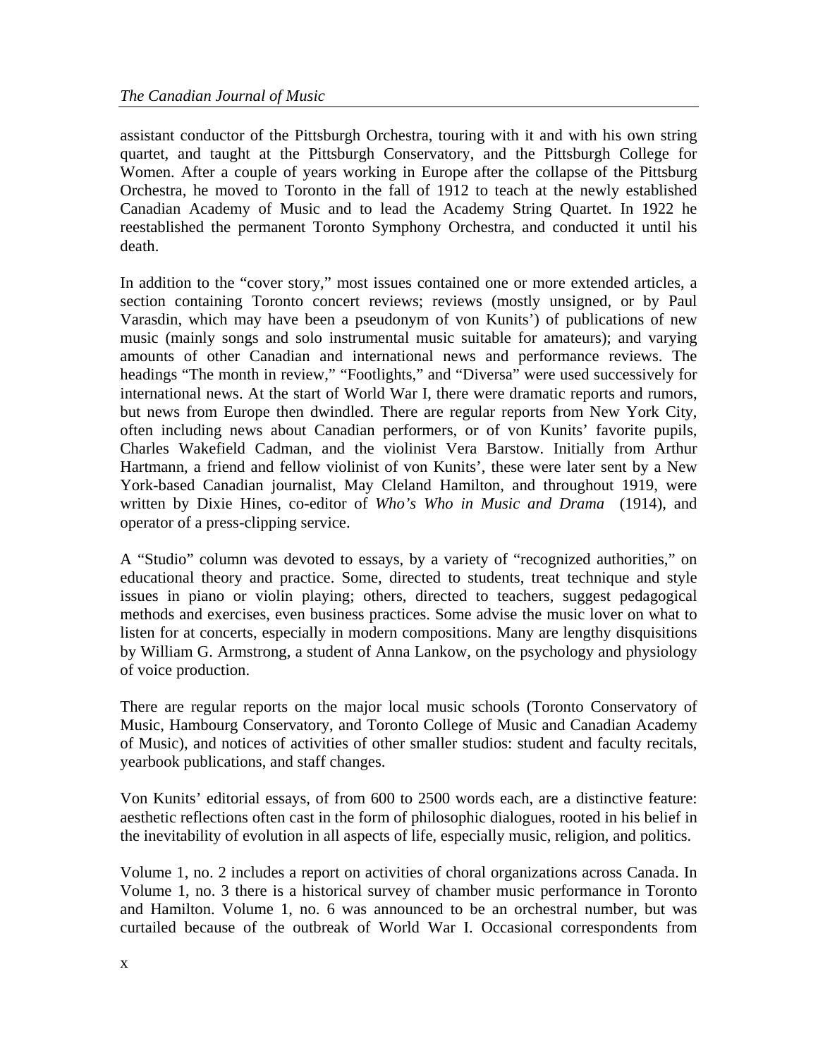assistant conductor of the Pittsburgh Orchestra, touring with it and with his own string quartet, and taught at the Pittsburgh Conservatory, and the Pittsburgh College for Women. After a couple of years working in Europe after the collapse of the Pittsburg Orchestra, he moved to Toronto in the fall of 1912 to teach at the newly established Canadian Academy of Music and to lead the Academy String Quartet. In 1922 he reestablished the permanent Toronto Symphony Orchestra, and conducted it until his death.

In addition to the "cover story," most issues contained one or more extended articles, a section containing Toronto concert reviews; reviews (mostly unsigned, or by Paul Varasdin, which may have been a pseudonym of von Kunits') of publications of new music (mainly songs and solo instrumental music suitable for amateurs); and varying amounts of other Canadian and international news and performance reviews. The headings "The month in review," "Footlights," and "Diversa" were used successively for international news. At the start of World War I, there were dramatic reports and rumors, but news from Europe then dwindled. There are regular reports from New York City, often including news about Canadian performers, or of von Kunits' favorite pupils, Charles Wakefield Cadman, and the violinist Vera Barstow. Initially from Arthur Hartmann, a friend and fellow violinist of von Kunits', these were later sent by a New York-based Canadian journalist, May Cleland Hamilton, and throughout 1919, were written by Dixie Hines, co-editor of *Who's Who in Music and Drama* (1914), and operator of a press-clipping service.

A "Studio" column was devoted to essays, by a variety of "recognized authorities," on educational theory and practice. Some, directed to students, treat technique and style issues in piano or violin playing; others, directed to teachers, suggest pedagogical methods and exercises, even business practices. Some advise the music lover on what to listen for at concerts, especially in modern compositions. Many are lengthy disquisitions by William G. Armstrong, a student of Anna Lankow, on the psychology and physiology of voice production.

There are regular reports on the major local music schools (Toronto Conservatory of Music, Hambourg Conservatory, and Toronto College of Music and Canadian Academy of Music), and notices of activities of other smaller studios: student and faculty recitals, yearbook publications, and staff changes.

Von Kunits' editorial essays, of from 600 to 2500 words each, are a distinctive feature: aesthetic reflections often cast in the form of philosophic dialogues, rooted in his belief in the inevitability of evolution in all aspects of life, especially music, religion, and politics.

Volume 1, no. 2 includes a report on activities of choral organizations across Canada. In Volume 1, no. 3 there is a historical survey of chamber music performance in Toronto and Hamilton. Volume 1, no. 6 was announced to be an orchestral number, but was curtailed because of the outbreak of World War I. Occasional correspondents from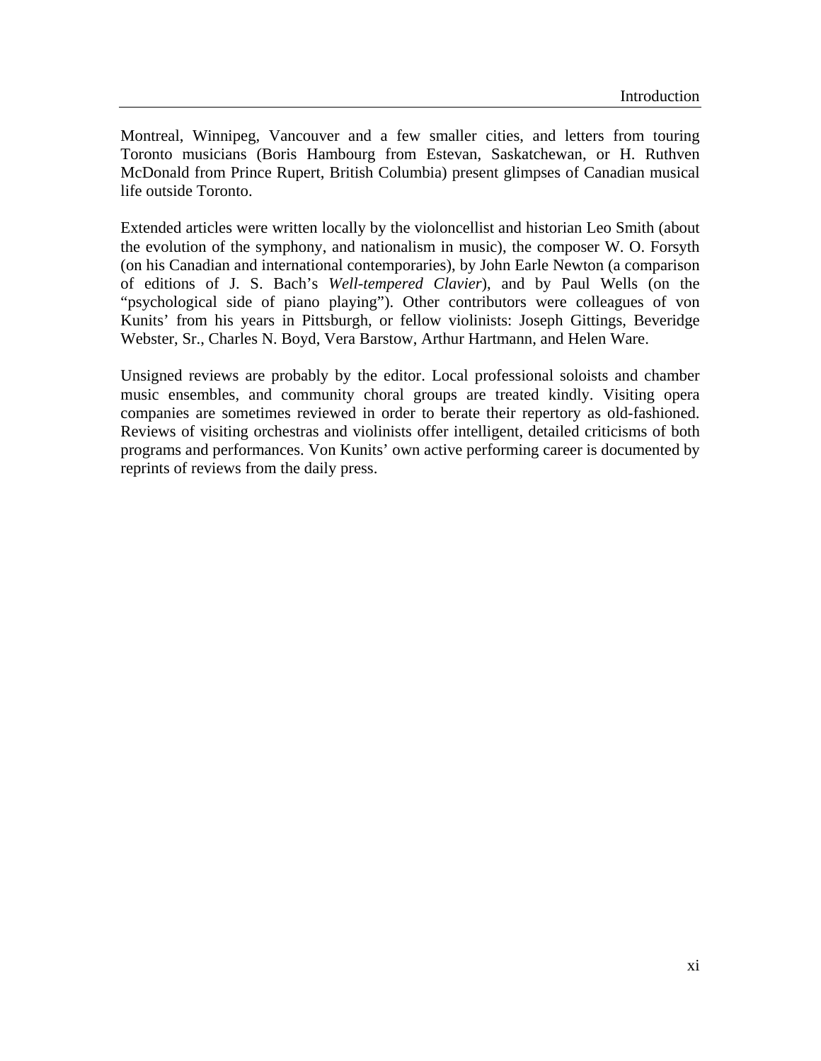Montreal, Winnipeg, Vancouver and a few smaller cities, and letters from touring Toronto musicians (Boris Hambourg from Estevan, Saskatchewan, or H. Ruthven McDonald from Prince Rupert, British Columbia) present glimpses of Canadian musical life outside Toronto.

Extended articles were written locally by the violoncellist and historian Leo Smith (about the evolution of the symphony, and nationalism in music), the composer W. O. Forsyth (on his Canadian and international contemporaries), by John Earle Newton (a comparison of editions of J. S. Bach's *Well-tempered Clavier*), and by Paul Wells (on the "psychological side of piano playing"). Other contributors were colleagues of von Kunits' from his years in Pittsburgh, or fellow violinists: Joseph Gittings, Beveridge Webster, Sr., Charles N. Boyd, Vera Barstow, Arthur Hartmann, and Helen Ware.

Unsigned reviews are probably by the editor. Local professional soloists and chamber music ensembles, and community choral groups are treated kindly. Visiting opera companies are sometimes reviewed in order to berate their repertory as old-fashioned. Reviews of visiting orchestras and violinists offer intelligent, detailed criticisms of both programs and performances. Von Kunits' own active performing career is documented by reprints of reviews from the daily press.